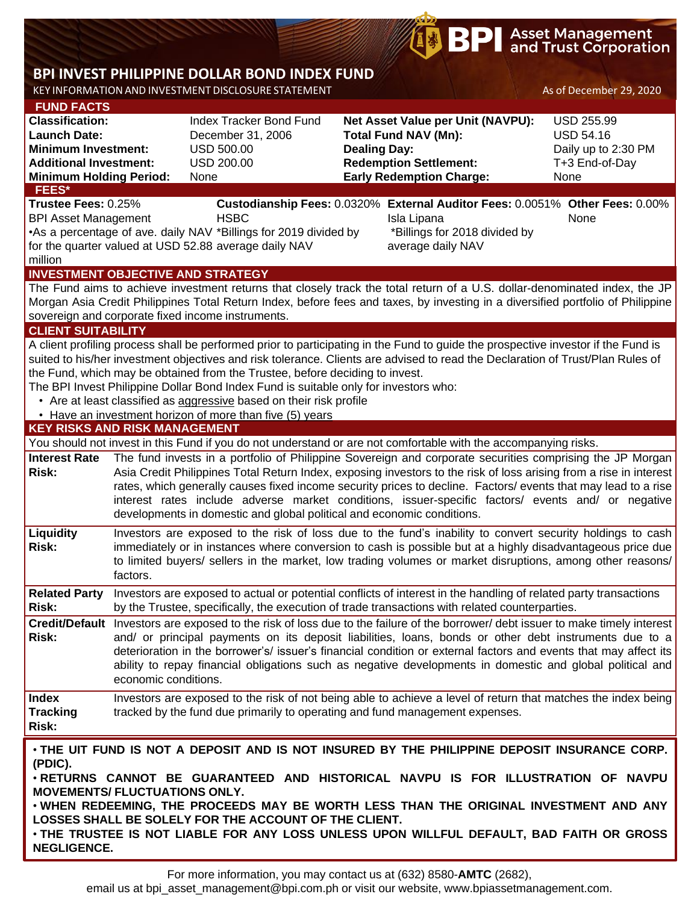BPI Asset Management and Trust Corporation

# BPI INVEST PHILIPPINE DOLLAR BOND INDEX FUND

KEY INFORMATION AND INVESTMENT DISCLOSURE STATEMENT

As of December 29, 2020

## FUND FACTS

| | | | |
|---|---|---|---|
| **Classification:** | Index Tracker Bond Fund | **Net Asset Value per Unit (NAVPU):** | USD 255.99 |
| **Launch Date:** | December 31, 2006 | **Total Fund NAV (Mn):** | USD 54.16 |
| **Minimum Investment:** | USD 500.00 | **Dealing Day:** | Daily up to 2:30 PM |
| **Additional Investment:** | USD 200.00 | **Redemption Settlement:** | T+3 End-of-Day |
| **Minimum Holding Period:** | None | **Early Redemption Charge:** | None |

## FEES*

| **Trustee Fees:** 0.25% | **Custodianship Fees:** 0.0320% | **External Auditor Fees:** 0.0051% | **Other Fees:** 0.00% |
|---|---|---|---|
| BPI Asset Management | HSBC | Isla Lipana | None |
| •As a percentage of ave. daily NAV for the quarter valued at USD 52.88 million | *Billings for 2019 divided by average daily NAV | *Billings for 2018 divided by average daily NAV | |

## INVESTMENT OBJECTIVE AND STRATEGY

The Fund aims to achieve investment returns that closely track the total return of a U.S. dollar-denominated index, the JP Morgan Asia Credit Philippines Total Return Index, before fees and taxes, by investing in a diversified portfolio of Philippine sovereign and corporate fixed income instruments.

## CLIENT SUITABILITY

A client profiling process shall be performed prior to participating in the Fund to guide the prospective investor if the Fund is suited to his/her investment objectives and risk tolerance. Clients are advised to read the Declaration of Trust/Plan Rules of the Fund, which may be obtained from the Trustee, before deciding to invest.

The BPI Invest Philippine Dollar Bond Index Fund is suitable only for investors who:

- Are at least classified as aggressive based on their risk profile
- Have an investment horizon of more than five (5) years

## KEY RISKS AND RISK MANAGEMENT

You should not invest in this Fund if you do not understand or are not comfortable with the accompanying risks.

| | |
|---|---|
| **Interest Rate Risk:** | The fund invests in a portfolio of Philippine Sovereign and corporate securities comprising the JP Morgan Asia Credit Philippines Total Return Index, exposing investors to the risk of loss arising from a rise in interest rates, which generally causes fixed income security prices to decline. Factors/ events that may lead to a rise interest rates include adverse market conditions, issuer-specific factors/ events and/ or negative developments in domestic and global political and economic conditions. |
| **Liquidity Risk:** | Investors are exposed to the risk of loss due to the fund's inability to convert security holdings to cash immediately or in instances where conversion to cash is possible but at a highly disadvantageous price due to limited buyers/ sellers in the market, low trading volumes or market disruptions, among other reasons/ factors. |
| **Related Party Risk:** | Investors are exposed to actual or potential conflicts of interest in the handling of related party transactions by the Trustee, specifically, the execution of trade transactions with related counterparties. |
| **Credit/Default Risk:** | Investors are exposed to the risk of loss due to the failure of the borrower/ debt issuer to make timely interest and/ or principal payments on its deposit liabilities, loans, bonds or other debt instruments due to a deterioration in the borrower's/ issuer's financial condition or external factors and events that may affect its ability to repay financial obligations such as negative developments in domestic and global political and economic conditions. |
| **Index Tracking Risk:** | Investors are exposed to the risk of not being able to achieve a level of return that matches the index being tracked by the fund due primarily to operating and fund management expenses. |

**• THE UIT FUND IS NOT A DEPOSIT AND IS NOT INSURED BY THE PHILIPPINE DEPOSIT INSURANCE CORP. (PDIC).**

**• RETURNS CANNOT BE GUARANTEED AND HISTORICAL NAVPU IS FOR ILLUSTRATION OF NAVPU MOVEMENTS/ FLUCTUATIONS ONLY.**

**• WHEN REDEEMING, THE PROCEEDS MAY BE WORTH LESS THAN THE ORIGINAL INVESTMENT AND ANY LOSSES SHALL BE SOLELY FOR THE ACCOUNT OF THE CLIENT.**

**• THE TRUSTEE IS NOT LIABLE FOR ANY LOSS UNLESS UPON WILLFUL DEFAULT, BAD FAITH OR GROSS NEGLIGENCE.**

For more information, you may contact us at (632) 8580-**AMTC** (2682), email us at bpi_asset_management@bpi.com.ph or visit our website, www.bpiassetmanagement.com.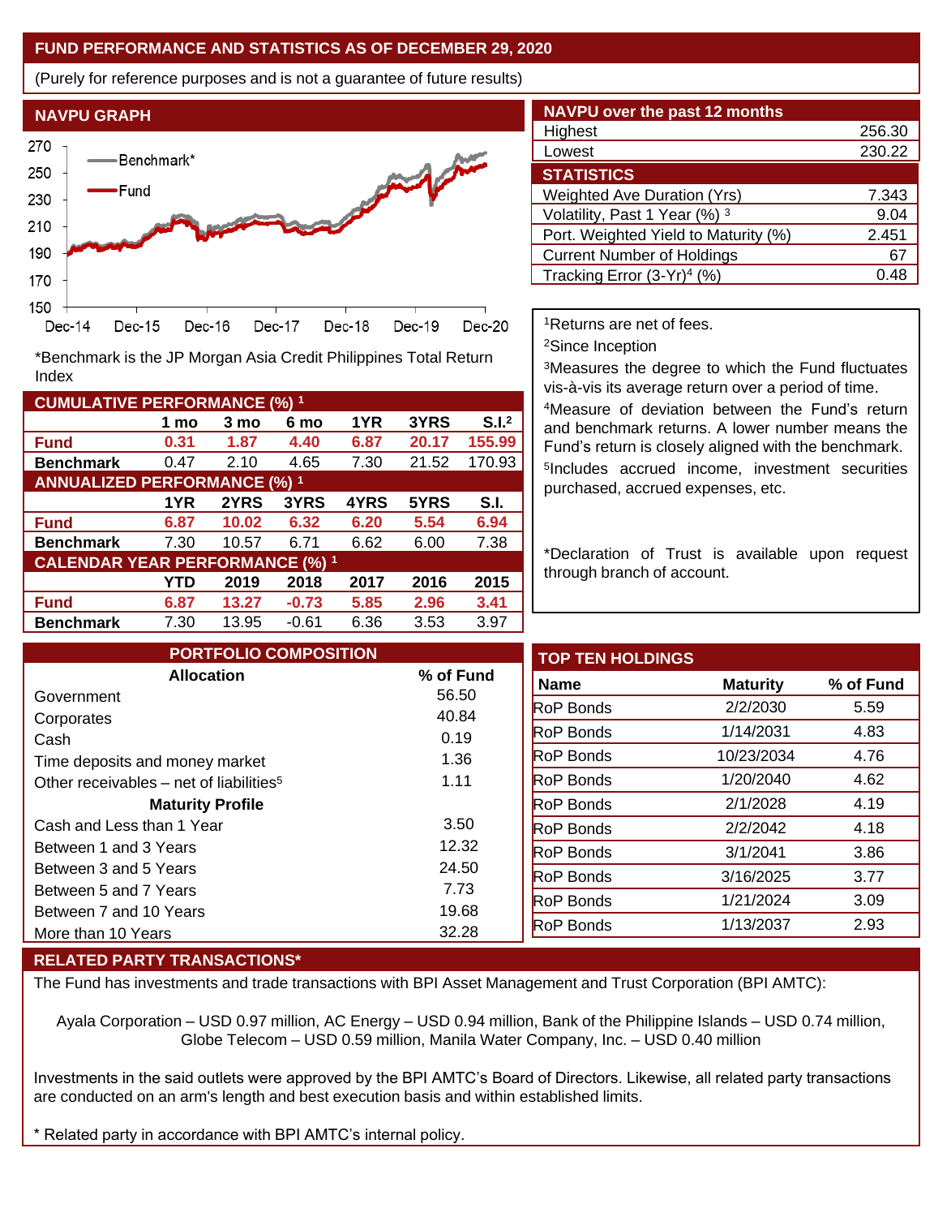## FUND PERFORMANCE AND STATISTICS AS OF DECEMBER 29, 2020

(Purely for reference purposes and is not a guarantee of future results)

### NAVPU GRAPH

*Benchmark is the JP Morgan Asia Credit Philippines Total Return Index

### CUMULATIVE PERFORMANCE (%) [1]

| | 1 mo | 3 mo | 6 mo | 1YR | 3YRS | S.I.[2] |
|---|---|---|---|---|---|---|
| **Fund** | 0.31 | 1.87 | 4.40 | 6.87 | 20.17 | 155.99 |
| **Benchmark** | 0.47 | 2.10 | 4.65 | 7.30 | 21.52 | 170.93 |

### ANNUALIZED PERFORMANCE (%) [1]

| | 1YR | 2YRS | 3YRS | 4YRS | 5YRS | S.I. |
|---|---|---|---|---|---|---|
| **Fund** | 6.87 | 10.02 | 6.32 | 6.20 | 5.54 | 6.94 |
| **Benchmark** | 7.30 | 10.57 | 6.71 | 6.62 | 6.00 | 7.38 |

### CALENDAR YEAR PERFORMANCE (%) [1]

| | YTD | 2019 | 2018 | 2017 | 2016 | 2015 |
|---|---|---|---|---|---|---|
| **Fund** | 6.87 | 13.27 | -0.73 | 5.85 | 2.96 | 3.41 |
| **Benchmark** | 7.30 | 13.95 | -0.61 | 6.36 | 3.53 | 3.97 |

### NAVPU over the past 12 months

| | |
|---|---|
| Highest | 256.30 |
| Lowest | 230.22 |

### STATISTICS

| | |
|---|---|
| Weighted Ave Duration (Yrs) | 7.343 |
| Volatility, Past 1 Year (%) [3] | 9.04 |
| Port. Weighted Yield to Maturity (%) | 2.451 |
| Current Number of Holdings | 67 |
| Tracking Error (3-Yr)[4] (%) | 0.48 |

[1]Returns are net of fees.

[2]Since Inception

[3]Measures the degree to which the Fund fluctuates vis-à-vis its average return over a period of time.

[4]Measure of deviation between the Fund's return and benchmark returns. A lower number means the Fund's return is closely aligned with the benchmark.

[5]Includes accrued income, investment securities purchased, accrued expenses, etc.

*Declaration of Trust is available upon request through branch of account.

### PORTFOLIO COMPOSITION

| Allocation | % of Fund |
|---|---|
| Government | 56.50 |
| Corporates | 40.84 |
| Cash | 0.19 |
| Time deposits and money market | 1.36 |
| Other receivables – net of liabilities[5] | 1.11 |
| **Maturity Profile** | |
| Cash and Less than 1 Year | 3.50 |
| Between 1 and 3 Years | 12.32 |
| Between 3 and 5 Years | 24.50 |
| Between 5 and 7 Years | 7.73 |
| Between 7 and 10 Years | 19.68 |
| More than 10 Years | 32.28 |

### TOP TEN HOLDINGS

| Name | Maturity | % of Fund |
|---|---|---|
| RoP Bonds | 2/2/2030 | 5.59 |
| RoP Bonds | 1/14/2031 | 4.83 |
| RoP Bonds | 10/23/2034 | 4.76 |
| RoP Bonds | 1/20/2040 | 4.62 |
| RoP Bonds | 2/1/2028 | 4.19 |
| RoP Bonds | 2/2/2042 | 4.18 |
| RoP Bonds | 3/1/2041 | 3.86 |
| RoP Bonds | 3/16/2025 | 3.77 |
| RoP Bonds | 1/21/2024 | 3.09 |
| RoP Bonds | 1/13/2037 | 2.93 |

### RELATED PARTY TRANSACTIONS*

The Fund has investments and trade transactions with BPI Asset Management and Trust Corporation (BPI AMTC):

Ayala Corporation – USD 0.97 million, AC Energy – USD 0.94 million, Bank of the Philippine Islands – USD 0.74 million, Globe Telecom – USD 0.59 million, Manila Water Company, Inc. – USD 0.40 million

Investments in the said outlets were approved by the BPI AMTC's Board of Directors. Likewise, all related party transactions are conducted on an arm's length and best execution basis and within established limits.

* Related party in accordance with BPI AMTC's internal policy.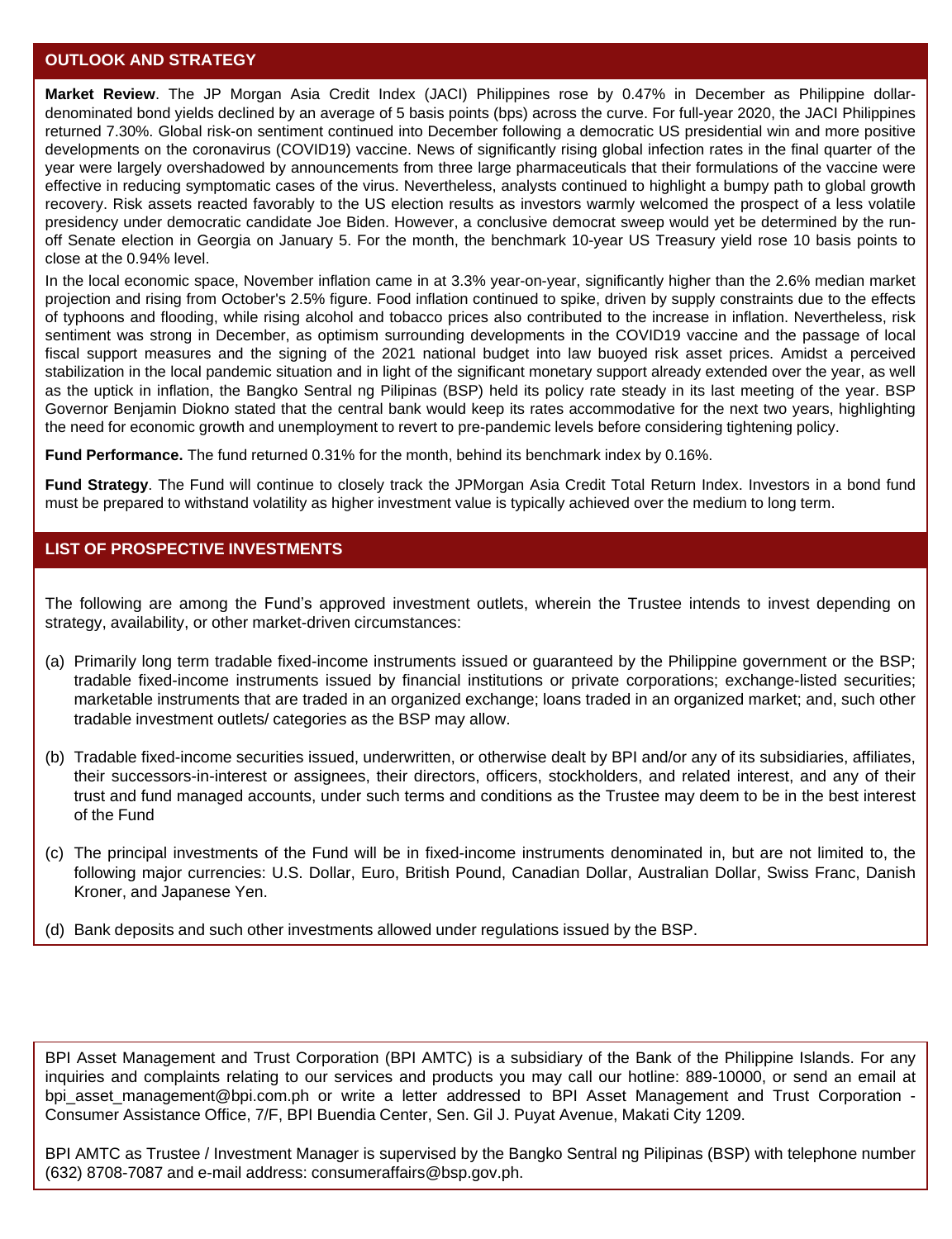## OUTLOOK AND STRATEGY

**Market Review**. The JP Morgan Asia Credit Index (JACI) Philippines rose by 0.47% in December as Philippine dollar-denominated bond yields declined by an average of 5 basis points (bps) across the curve. For full-year 2020, the JACI Philippines returned 7.30%. Global risk-on sentiment continued into December following a democratic US presidential win and more positive developments on the coronavirus (COVID19) vaccine. News of significantly rising global infection rates in the final quarter of the year were largely overshadowed by announcements from three large pharmaceuticals that their formulations of the vaccine were effective in reducing symptomatic cases of the virus. Nevertheless, analysts continued to highlight a bumpy path to global growth recovery. Risk assets reacted favorably to the US election results as investors warmly welcomed the prospect of a less volatile presidency under democratic candidate Joe Biden. However, a conclusive democrat sweep would yet be determined by the run-off Senate election in Georgia on January 5. For the month, the benchmark 10-year US Treasury yield rose 10 basis points to close at the 0.94% level.

In the local economic space, November inflation came in at 3.3% year-on-year, significantly higher than the 2.6% median market projection and rising from October's 2.5% figure. Food inflation continued to spike, driven by supply constraints due to the effects of typhoons and flooding, while rising alcohol and tobacco prices also contributed to the increase in inflation. Nevertheless, risk sentiment was strong in December, as optimism surrounding developments in the COVID19 vaccine and the passage of local fiscal support measures and the signing of the 2021 national budget into law buoyed risk asset prices. Amidst a perceived stabilization in the local pandemic situation and in light of the significant monetary support already extended over the year, as well as the uptick in inflation, the Bangko Sentral ng Pilipinas (BSP) held its policy rate steady in its last meeting of the year. BSP Governor Benjamin Diokno stated that the central bank would keep its rates accommodative for the next two years, highlighting the need for economic growth and unemployment to revert to pre-pandemic levels before considering tightening policy.

**Fund Performance.** The fund returned 0.31% for the month, behind its benchmark index by 0.16%.

**Fund Strategy**. The Fund will continue to closely track the JPMorgan Asia Credit Total Return Index. Investors in a bond fund must be prepared to withstand volatility as higher investment value is typically achieved over the medium to long term.

## LIST OF PROSPECTIVE INVESTMENTS

The following are among the Fund's approved investment outlets, wherein the Trustee intends to invest depending on strategy, availability, or other market-driven circumstances:

(a) Primarily long term tradable fixed-income instruments issued or guaranteed by the Philippine government or the BSP; tradable fixed-income instruments issued by financial institutions or private corporations; exchange-listed securities; marketable instruments that are traded in an organized exchange; loans traded in an organized market; and, such other tradable investment outlets/ categories as the BSP may allow.

(b) Tradable fixed-income securities issued, underwritten, or otherwise dealt by BPI and/or any of its subsidiaries, affiliates, their successors-in-interest or assignees, their directors, officers, stockholders, and related interest, and any of their trust and fund managed accounts, under such terms and conditions as the Trustee may deem to be in the best interest of the Fund

(c) The principal investments of the Fund will be in fixed-income instruments denominated in, but are not limited to, the following major currencies: U.S. Dollar, Euro, British Pound, Canadian Dollar, Australian Dollar, Swiss Franc, Danish Kroner, and Japanese Yen.

(d) Bank deposits and such other investments allowed under regulations issued by the BSP.

BPI Asset Management and Trust Corporation (BPI AMTC) is a subsidiary of the Bank of the Philippine Islands. For any inquiries and complaints relating to our services and products you may call our hotline: 889-10000, or send an email at bpi_asset_management@bpi.com.ph or write a letter addressed to BPI Asset Management and Trust Corporation - Consumer Assistance Office, 7/F, BPI Buendia Center, Sen. Gil J. Puyat Avenue, Makati City 1209.

BPI AMTC as Trustee / Investment Manager is supervised by the Bangko Sentral ng Pilipinas (BSP) with telephone number (632) 8708-7087 and e-mail address: consumeraffairs@bsp.gov.ph.